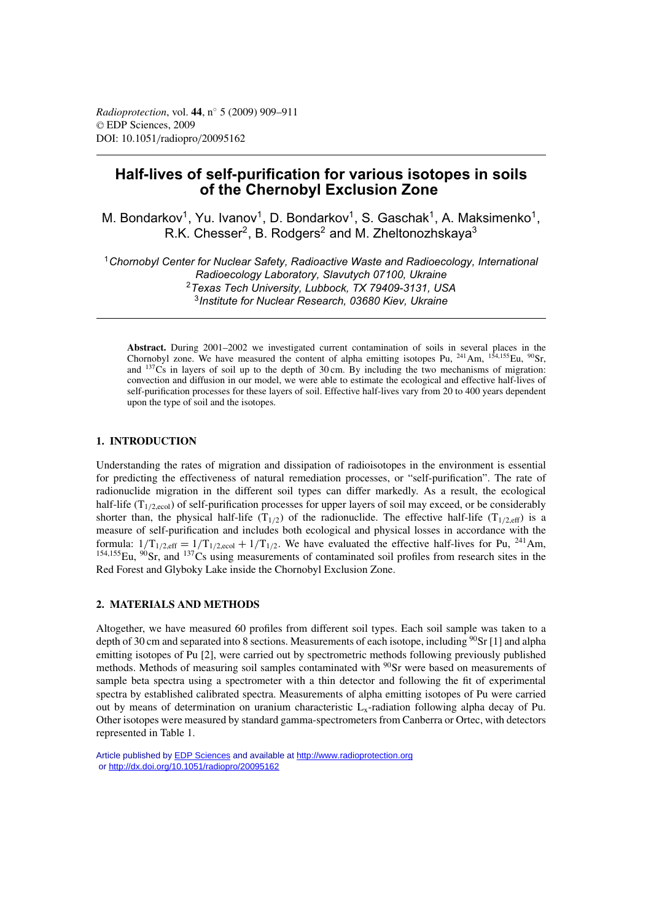# Half-lives of self-purification for various isotopes in soils of the Chernobyl Exclusion Zone

M. Bondarkov[1], Yu. Ivanov[1], D. Bondarkov[1], S. Gaschak[1], A. Maksimenko[1], R.K. Chesser[2], B. Rodgers[2] and M. Zheltonozhskaya[3]

[1] *Chornobyl Center for Nuclear Safety, Radioactive Waste and Radioecology, International Radioecology Laboratory, Slavutych 07100, Ukraine*
[2] *Texas Tech University, Lubbock, TX 79409-3131, USA*
[3] *Institute for Nuclear Research, 03680 Kiev, Ukraine*

**Abstract.** During 2001–2002 we investigated current contamination of soils in several places in the Chornobyl zone. We have measured the content of alpha emitting isotopes Pu, $^{241}$Am, $^{154,155}$Eu, $^{90}$Sr, and $^{137}$Cs in layers of soil up to the depth of 30 cm. By including the two mechanisms of migration: convection and diffusion in our model, we were able to estimate the ecological and effective half-lives of self-purification processes for these layers of soil. Effective half-lives vary from 20 to 400 years dependent upon the type of soil and the isotopes.

## 1. INTRODUCTION

Understanding the rates of migration and dissipation of radioisotopes in the environment is essential for predicting the effectiveness of natural remediation processes, or "self-purification". The rate of radionuclide migration in the different soil types can differ markedly. As a result, the ecological half-life ($T_{1/2,\mathrm{ecol}}$) of self-purification processes for upper layers of soil may exceed, or be considerably shorter than, the physical half-life ($T_{1/2}$) of the radionuclide. The effective half-life ($T_{1/2,\mathrm{eff}}$) is a measure of self-purification and includes both ecological and physical losses in accordance with the formula: $1/T_{1/2,\mathrm{eff}} = 1/T_{1/2,\mathrm{ecol}} + 1/T_{1/2}$. We have evaluated the effective half-lives for Pu, $^{241}$Am, $^{154,155}$Eu, $^{90}$Sr, and $^{137}$Cs using measurements of contaminated soil profiles from research sites in the Red Forest and Glyboky Lake inside the Chornobyl Exclusion Zone.

## 2. MATERIALS AND METHODS

Altogether, we have measured 60 profiles from different soil types. Each soil sample was taken to a depth of 30 cm and separated into 8 sections. Measurements of each isotope, including $^{90}$Sr [1] and alpha emitting isotopes of Pu [2], were carried out by spectrometric methods following previously published methods. Methods of measuring soil samples contaminated with $^{90}$Sr were based on measurements of sample beta spectra using a spectrometer with a thin detector and following the fit of experimental spectra by established calibrated spectra. Measurements of alpha emitting isotopes of Pu were carried out by means of determination on uranium characteristic $L_x$-radiation following alpha decay of Pu. Other isotopes were measured by standard gamma-spectrometers from Canberra or Ortec, with detectors represented in Table 1.

Article published by EDP Sciences and available at http://www.radioprotection.org or http://dx.doi.org/10.1051/radiopro/20095162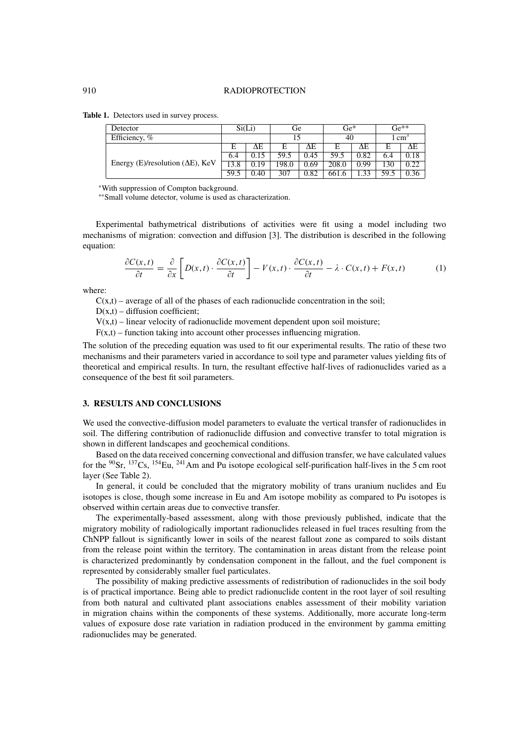**Table 1.** Detectors used in survey process.

| Detector | Si(Li) | | Ge | | Ge* | | Ge** | |
|---|---|---|---|---|---|---|---|---|
| Efficiency, % | | | 15 | | 40 | | 1 cm³ | |
| Energy (E)/resolution (ΔE), KeV | E | ΔE | E | ΔE | E | ΔE | E | ΔE |
| | 6.4 | 0.15 | 59.5 | 0.45 | 59.5 | 0.82 | 6.4 | 0.18 |
| | 13.8 | 0.19 | 198.0 | 0.69 | 208.0 | 0.99 | 130 | 0.22 |
| | 59.5 | 0.40 | 307 | 0.82 | 661.6 | 1.33 | 59.5 | 0.36 |

*With suppression of Compton background.

**Small volume detector, volume is used as characterization.

Experimental bathymetrical distributions of activities were fit using a model including two mechanisms of migration: convection and diffusion [3]. The distribution is described in the following equation:

$$\frac{\partial C(x,t)}{\partial t} = \frac{\partial}{\partial x}\left[D(x,t)\cdot\frac{\partial C(x,t)}{\partial t}\right] - V(x,t)\cdot\frac{\partial C(x,t)}{\partial t} - \lambda\cdot C(x,t) + F(x,t) \tag{1}$$

where:

C(x,t) – average of all of the phases of each radionuclide concentration in the soil;

D(x,t) – diffusion coefficient;

V(x,t) – linear velocity of radionuclide movement dependent upon soil moisture;

F(x,t) – function taking into account other processes influencing migration.

The solution of the preceding equation was used to fit our experimental results. The ratio of these two mechanisms and their parameters varied in accordance to soil type and parameter values yielding fits of theoretical and empirical results. In turn, the resultant effective half-lives of radionuclides varied as a consequence of the best fit soil parameters.

## 3. RESULTS AND CONCLUSIONS

We used the convective-diffusion model parameters to evaluate the vertical transfer of radionuclides in soil. The differing contribution of radionuclide diffusion and convective transfer to total migration is shown in different landscapes and geochemical conditions.

Based on the data received concerning convectional and diffusion transfer, we have calculated values for the $^{90}$Sr, $^{137}$Cs, $^{154}$Eu, $^{241}$Am and Pu isotope ecological self-purification half-lives in the 5 cm root layer (See Table 2).

In general, it could be concluded that the migratory mobility of trans uranium nuclides and Eu isotopes is close, though some increase in Eu and Am isotope mobility as compared to Pu isotopes is observed within certain areas due to convective transfer.

The experimentally-based assessment, along with those previously published, indicate that the migratory mobility of radiologically important radionuclides released in fuel traces resulting from the ChNPP fallout is significantly lower in soils of the nearest fallout zone as compared to soils distant from the release point within the territory. The contamination in areas distant from the release point is characterized predominantly by condensation component in the fallout, and the fuel component is represented by considerably smaller fuel particulates.

The possibility of making predictive assessments of redistribution of radionuclides in the soil body is of practical importance. Being able to predict radionuclide content in the root layer of soil resulting from both natural and cultivated plant associations enables assessment of their mobility variation in migration chains within the components of these systems. Additionally, more accurate long-term values of exposure dose rate variation in radiation produced in the environment by gamma emitting radionuclides may be generated.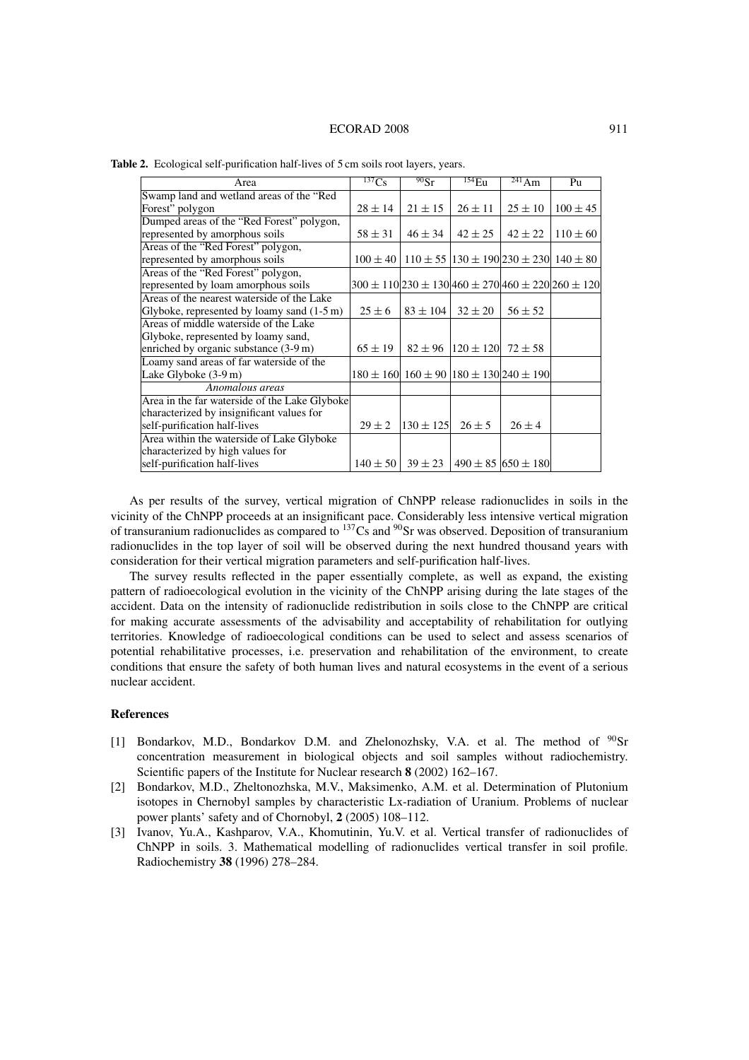**Table 2.** Ecological self-purification half-lives of 5 cm soils root layers, years.

| Area | $^{137}$Cs | $^{90}$Sr | $^{154}$Eu | $^{241}$Am | Pu |
|---|---|---|---|---|---|
| Swamp land and wetland areas of the "Red Forest" polygon | $28 \pm 14$ | $21 \pm 15$ | $26 \pm 11$ | $25 \pm 10$ | $100 \pm 45$ |
| Dumped areas of the "Red Forest" polygon, represented by amorphous soils | $58 \pm 31$ | $46 \pm 34$ | $42 \pm 25$ | $42 \pm 22$ | $110 \pm 60$ |
| Areas of the "Red Forest" polygon, represented by amorphous soils | $100 \pm 40$ | $110 \pm 55$ | $130 \pm 190$ | $230 \pm 230$ | $140 \pm 80$ |
| Areas of the "Red Forest" polygon, represented by loam amorphous soils | $300 \pm 110$ | $230 \pm 130$ | $460 \pm 270$ | $460 \pm 220$ | $260 \pm 120$ |
| Areas of the nearest waterside of the Lake Glyboke, represented by loamy sand (1-5 m) | $25 \pm 6$ | $83 \pm 104$ | $32 \pm 20$ | $56 \pm 52$ | |
| Areas of middle waterside of the Lake Glyboke, represented by loamy sand, enriched by organic substance (3-9 m) | $65 \pm 19$ | $82 \pm 96$ | $120 \pm 120$ | $72 \pm 58$ | |
| Loamy sand areas of far waterside of the Lake Glyboke (3-9 m) | $180 \pm 160$ | $160 \pm 90$ | $180 \pm 130$ | $240 \pm 190$ | |
| *Anomalous areas* | | | | | |
| Area in the far waterside of the Lake Glyboke characterized by insignificant values for self-purification half-lives | $29 \pm 2$ | $130 \pm 125$ | $26 \pm 5$ | $26 \pm 4$ | |
| Area within the waterside of Lake Glyboke characterized by high values for self-purification half-lives | $140 \pm 50$ | $39 \pm 23$ | $490 \pm 85$ | $650 \pm 180$ | |

As per results of the survey, vertical migration of ChNPP release radionuclides in soils in the vicinity of the ChNPP proceeds at an insignificant pace. Considerably less intensive vertical migration of transuranium radionuclides as compared to $^{137}$Cs and $^{90}$Sr was observed. Deposition of transuranium radionuclides in the top layer of soil will be observed during the next hundred thousand years with consideration for their vertical migration parameters and self-purification half-lives.

The survey results reflected in the paper essentially complete, as well as expand, the existing pattern of radioecological evolution in the vicinity of the ChNPP arising during the late stages of the accident. Data on the intensity of radionuclide redistribution in soils close to the ChNPP are critical for making accurate assessments of the advisability and acceptability of rehabilitation for outlying territories. Knowledge of radioecological conditions can be used to select and assess scenarios of potential rehabilitative processes, i.e. preservation and rehabilitation of the environment, to create conditions that ensure the safety of both human lives and natural ecosystems in the event of a serious nuclear accident.

## References

[1] Bondarkov, M.D., Bondarkov D.M. and Zhelonozhsky, V.A. et al. The method of $^{90}$Sr concentration measurement in biological objects and soil samples without radiochemistry. Scientific papers of the Institute for Nuclear research **8** (2002) 162–167.

[2] Bondarkov, M.D., Zheltonozhska, M.V., Maksimenko, A.M. et al. Determination of Plutonium isotopes in Chernobyl samples by characteristic Lx-radiation of Uranium. Problems of nuclear power plants' safety and of Chornobyl, **2** (2005) 108–112.

[3] Ivanov, Yu.A., Kashparov, V.A., Khomutinin, Yu.V. et al. Vertical transfer of radionuclides of ChNPP in soils. 3. Mathematical modelling of radionuclides vertical transfer in soil profile. Radiochemistry **38** (1996) 278–284.